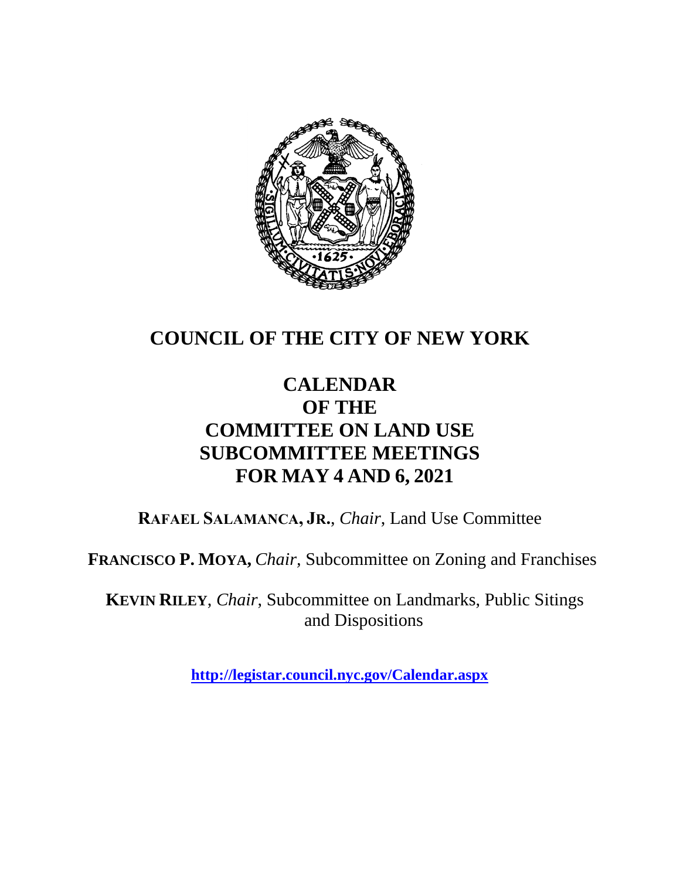# COUNCIL OF THE CITY OF NEW YORK

## CALENDAR
## OF THE
## COMMITTEE ON LAND USE
## SUBCOMMITTEE MEETINGS
## FOR MAY 4 AND 6, 2021

**RAFAEL SALAMANCA, JR.**, *Chair*, Land Use Committee

**FRANCISCO P. MOYA,** *Chair*, Subcommittee on Zoning and Franchises

**KEVIN RILEY**, *Chair*, Subcommittee on Landmarks, Public Sitings and Dispositions

**http://legistar.council.nyc.gov/Calendar.aspx**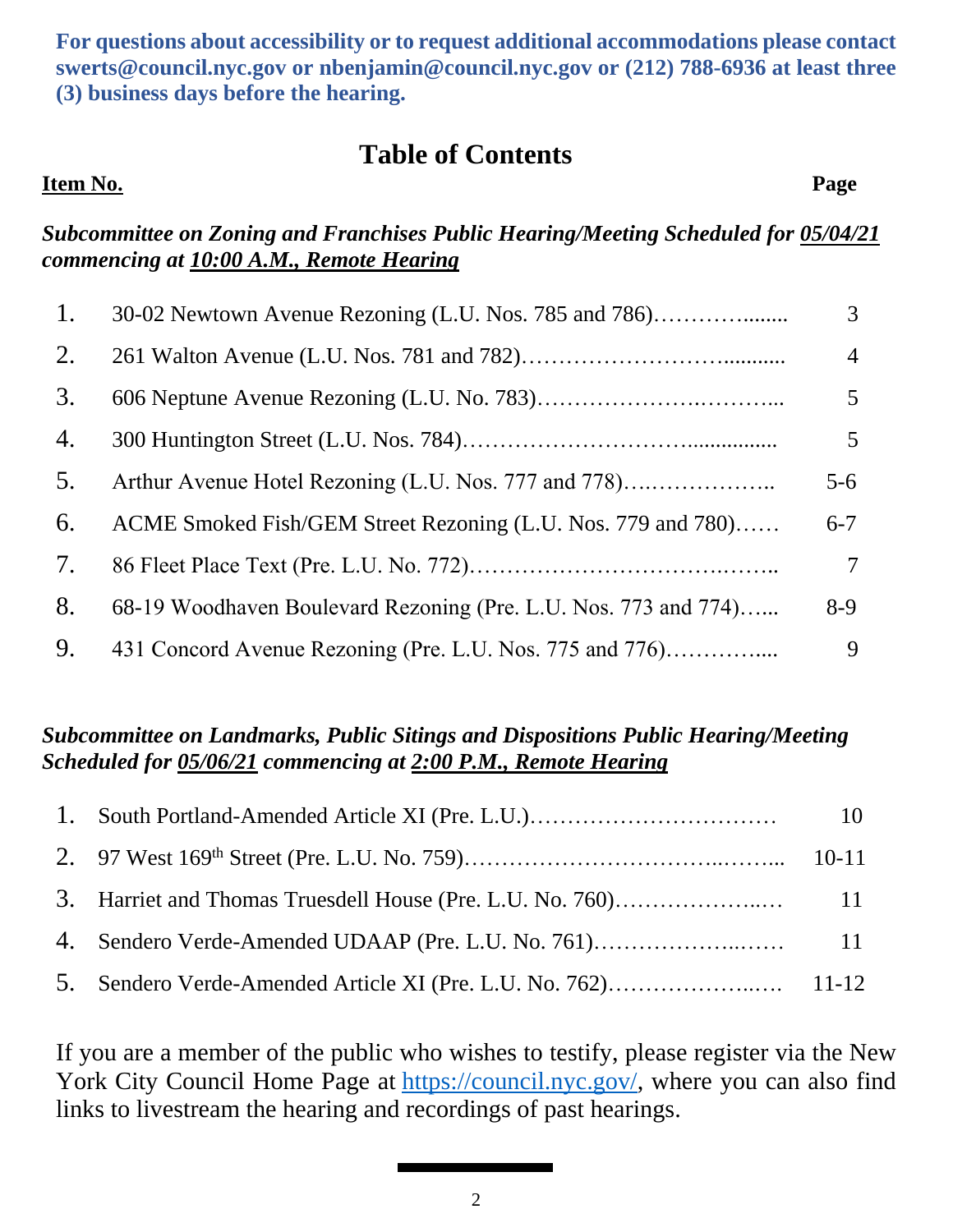**For questions about accessibility or to request additional accommodations please contact swerts@council.nyc.gov or nbenjamin@council.nyc.gov or (212) 788-6936 at least three (3) business days before the hearing.**

## Table of Contents

| **Item No.** | | **Page** |
|---|---|---|

***Subcommittee on Zoning and Franchises Public Hearing/Meeting Scheduled for 05/04/21 commencing at 10:00 A.M., Remote Hearing***

| | | |
|---|---|---|
| 1. | 30-02 Newtown Avenue Rezoning (L.U. Nos. 785 and 786)…………........ | 3 |
| 2. | 261 Walton Avenue (L.U. Nos. 781 and 782)……………………........... | 4 |
| 3. | 606 Neptune Avenue Rezoning (L.U. No. 783)……………….………... | 5 |
| 4. | 300 Huntington Street (L.U. Nos. 784)……………………….............. | 5 |
| 5. | Arthur Avenue Hotel Rezoning (L.U. Nos. 777 and 778)….…………….. | 5-6 |
| 6. | ACME Smoked Fish/GEM Street Rezoning (L.U. Nos. 779 and 780)…… | 6-7 |
| 7. | 86 Fleet Place Text (Pre. L.U. No. 772)……………………….…….. | 7 |
| 8. | 68-19 Woodhaven Boulevard Rezoning (Pre. L.U. Nos. 773 and 774)…... | 8-9 |
| 9. | 431 Concord Avenue Rezoning (Pre. L.U. Nos. 775 and 776)………….... | 9 |

***Subcommittee on Landmarks, Public Sitings and Dispositions Public Hearing/Meeting Scheduled for 05/06/21 commencing at 2:00 P.M., Remote Hearing***

| | | |
|---|---|---|
| 1. | South Portland-Amended Article XI (Pre. L.U.)…………………………… | 10 |
| 2. | 97 West 169th Street (Pre. L.U. No. 759)……………………..……... | 10-11 |
| 3. | Harriet and Thomas Truesdell House (Pre. L.U. No. 760)………………..… | 11 |
| 4. | Sendero Verde-Amended UDAAP (Pre. L.U. No. 761)………………..…… | 11 |
| 5. | Sendero Verde-Amended Article XI (Pre. L.U. No. 762)………………..… | 11-12 |

If you are a member of the public who wishes to testify, please register via the New York City Council Home Page at https://council.nyc.gov/, where you can also find links to livestream the hearing and recordings of past hearings.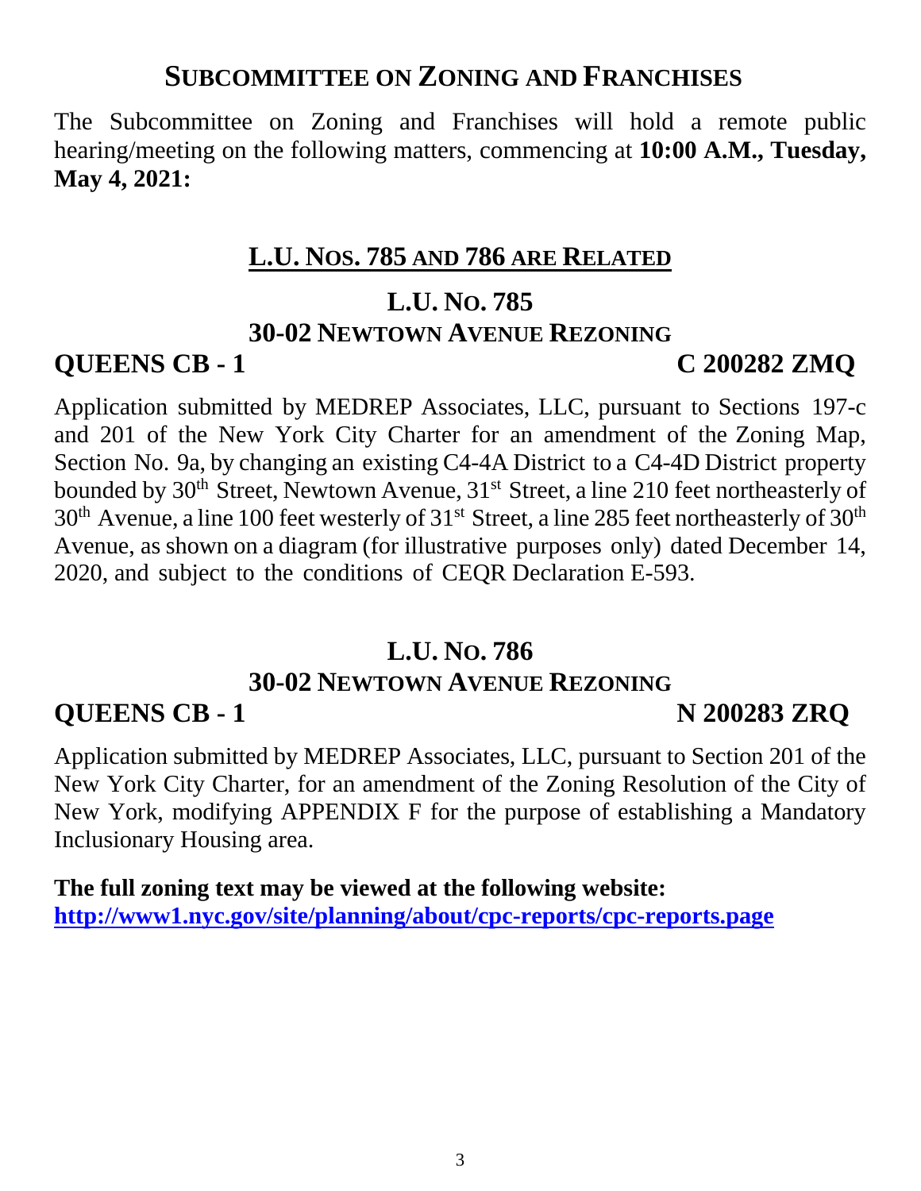## SUBCOMMITTEE ON ZONING AND FRANCHISES

The Subcommittee on Zoning and Franchises will hold a remote public hearing/meeting on the following matters, commencing at **10:00 A.M., Tuesday, May 4, 2021:**

### L.U. NOS. 785 AND 786 ARE RELATED

### L.U. NO. 785
### 30-02 NEWTOWN AVENUE REZONING

**QUEENS CB - 1** **C 200282 ZMQ**

Application submitted by MEDREP Associates, LLC, pursuant to Sections 197-c and 201 of the New York City Charter for an amendment of the Zoning Map, Section No. 9a, by changing an existing C4-4A District to a C4-4D District property bounded by 30th Street, Newtown Avenue, 31st Street, a line 210 feet northeasterly of 30th Avenue, a line 100 feet westerly of 31st Street, a line 285 feet northeasterly of 30th Avenue, as shown on a diagram (for illustrative purposes only) dated December 14, 2020, and subject to the conditions of CEQR Declaration E-593.

### L.U. NO. 786
### 30-02 NEWTOWN AVENUE REZONING

**QUEENS CB - 1** **N 200283 ZRQ**

Application submitted by MEDREP Associates, LLC, pursuant to Section 201 of the New York City Charter, for an amendment of the Zoning Resolution of the City of New York, modifying APPENDIX F for the purpose of establishing a Mandatory Inclusionary Housing area.

**The full zoning text may be viewed at the following website:**
**http://www1.nyc.gov/site/planning/about/cpc-reports/cpc-reports.page**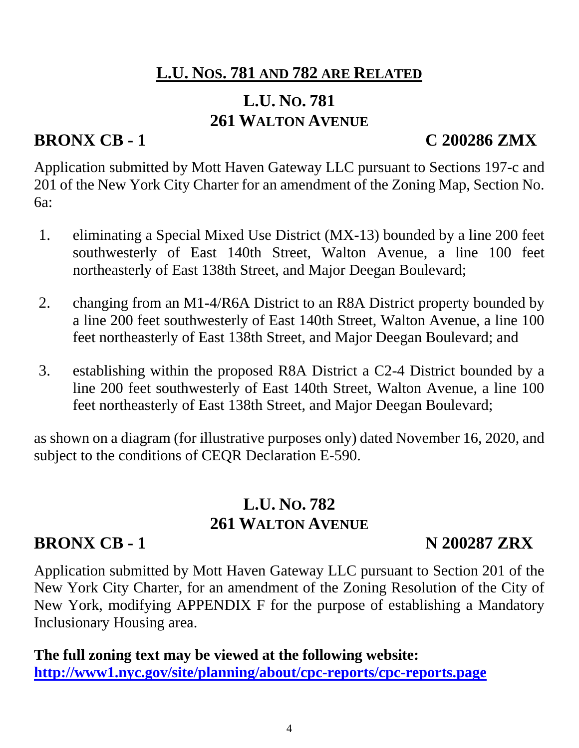## L.U. NOS. 781 AND 782 ARE RELATED

## L.U. NO. 781
## 261 WALTON AVENUE

**BRONX CB - 1** **C 200286 ZMX**

Application submitted by Mott Haven Gateway LLC pursuant to Sections 197-c and 201 of the New York City Charter for an amendment of the Zoning Map, Section No. 6a:

1. eliminating a Special Mixed Use District (MX-13) bounded by a line 200 feet southwesterly of East 140th Street, Walton Avenue, a line 100 feet northeasterly of East 138th Street, and Major Deegan Boulevard;

2. changing from an M1-4/R6A District to an R8A District property bounded by a line 200 feet southwesterly of East 140th Street, Walton Avenue, a line 100 feet northeasterly of East 138th Street, and Major Deegan Boulevard; and

3. establishing within the proposed R8A District a C2-4 District bounded by a line 200 feet southwesterly of East 140th Street, Walton Avenue, a line 100 feet northeasterly of East 138th Street, and Major Deegan Boulevard;

as shown on a diagram (for illustrative purposes only) dated November 16, 2020, and subject to the conditions of CEQR Declaration E-590.

## L.U. NO. 782
## 261 WALTON AVENUE

**BRONX CB - 1** **N 200287 ZRX**

Application submitted by Mott Haven Gateway LLC pursuant to Section 201 of the New York City Charter, for an amendment of the Zoning Resolution of the City of New York, modifying APPENDIX F for the purpose of establishing a Mandatory Inclusionary Housing area.

**The full zoning text may be viewed at the following website:**
**http://www1.nyc.gov/site/planning/about/cpc-reports/cpc-reports.page**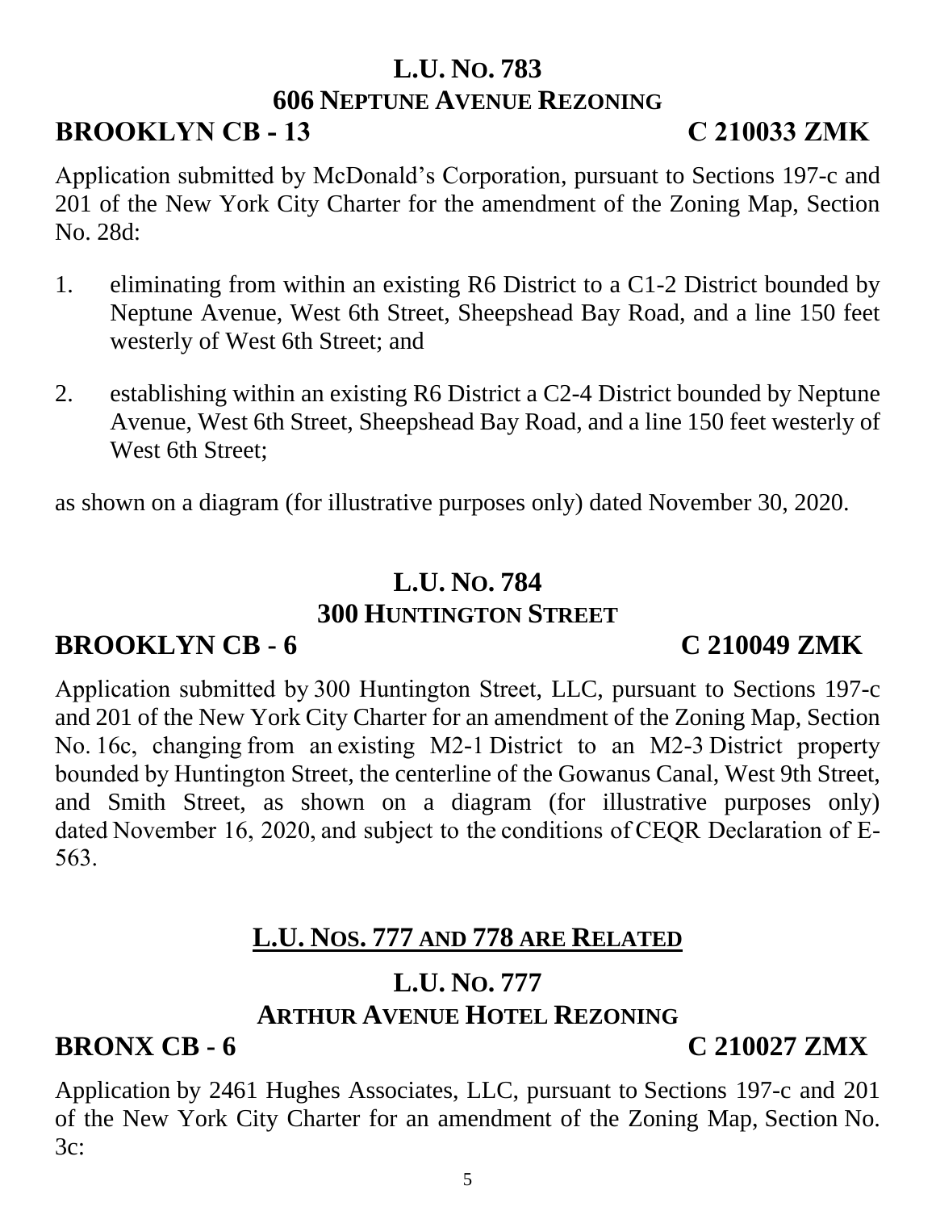## L.U. No. 783
## 606 Neptune Avenue Rezoning

**BROOKLYN CB - 13** **C 210033 ZMK**

Application submitted by McDonald's Corporation, pursuant to Sections 197-c and 201 of the New York City Charter for the amendment of the Zoning Map, Section No. 28d:

1. eliminating from within an existing R6 District to a C1-2 District bounded by Neptune Avenue, West 6th Street, Sheepshead Bay Road, and a line 150 feet westerly of West 6th Street; and

2. establishing within an existing R6 District a C2-4 District bounded by Neptune Avenue, West 6th Street, Sheepshead Bay Road, and a line 150 feet westerly of West 6th Street;

as shown on a diagram (for illustrative purposes only) dated November 30, 2020.

## L.U. No. 784
## 300 Huntington Street

**BROOKLYN CB - 6** **C 210049 ZMK**

Application submitted by 300 Huntington Street, LLC, pursuant to Sections 197-c and 201 of the New York City Charter for an amendment of the Zoning Map, Section No. 16c, changing from an existing M2-1 District to an M2-3 District property bounded by Huntington Street, the centerline of the Gowanus Canal, West 9th Street, and Smith Street, as shown on a diagram (for illustrative purposes only) dated November 16, 2020, and subject to the conditions of CEQR Declaration of E-563.

## L.U. Nos. 777 and 778 are Related

## L.U. No. 777
## Arthur Avenue Hotel Rezoning

**BRONX CB - 6** **C 210027 ZMX**

Application by 2461 Hughes Associates, LLC, pursuant to Sections 197-c and 201 of the New York City Charter for an amendment of the Zoning Map, Section No. 3c: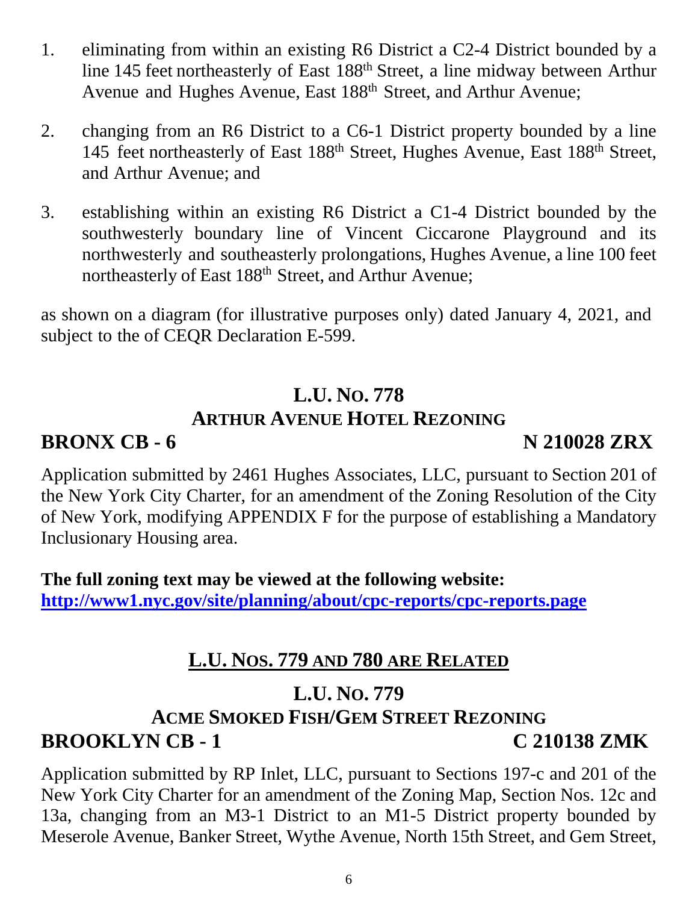1. eliminating from within an existing R6 District a C2-4 District bounded by a line 145 feet northeasterly of East 188th Street, a line midway between Arthur Avenue and Hughes Avenue, East 188th Street, and Arthur Avenue;

2. changing from an R6 District to a C6-1 District property bounded by a line 145 feet northeasterly of East 188th Street, Hughes Avenue, East 188th Street, and Arthur Avenue; and

3. establishing within an existing R6 District a C1-4 District bounded by the southwesterly boundary line of Vincent Ciccarone Playground and its northwesterly and southeasterly prolongations, Hughes Avenue, a line 100 feet northeasterly of East 188th Street, and Arthur Avenue;

as shown on a diagram (for illustrative purposes only) dated January 4, 2021, and subject to the of CEQR Declaration E-599.

## L.U. No. 778
## Arthur Avenue Hotel Rezoning
**BRONX CB - 6** **N 210028 ZRX**

Application submitted by 2461 Hughes Associates, LLC, pursuant to Section 201 of the New York City Charter, for an amendment of the Zoning Resolution of the City of New York, modifying APPENDIX F for the purpose of establishing a Mandatory Inclusionary Housing area.

**The full zoning text may be viewed at the following website:**
**http://www1.nyc.gov/site/planning/about/cpc-reports/cpc-reports.page**

## L.U. Nos. 779 and 780 are Related

## L.U. No. 779
## Acme Smoked Fish/Gem Street Rezoning
**BROOKLYN CB - 1** **C 210138 ZMK**

Application submitted by RP Inlet, LLC, pursuant to Sections 197-c and 201 of the New York City Charter for an amendment of the Zoning Map, Section Nos. 12c and 13a, changing from an M3-1 District to an M1-5 District property bounded by Meserole Avenue, Banker Street, Wythe Avenue, North 15th Street, and Gem Street,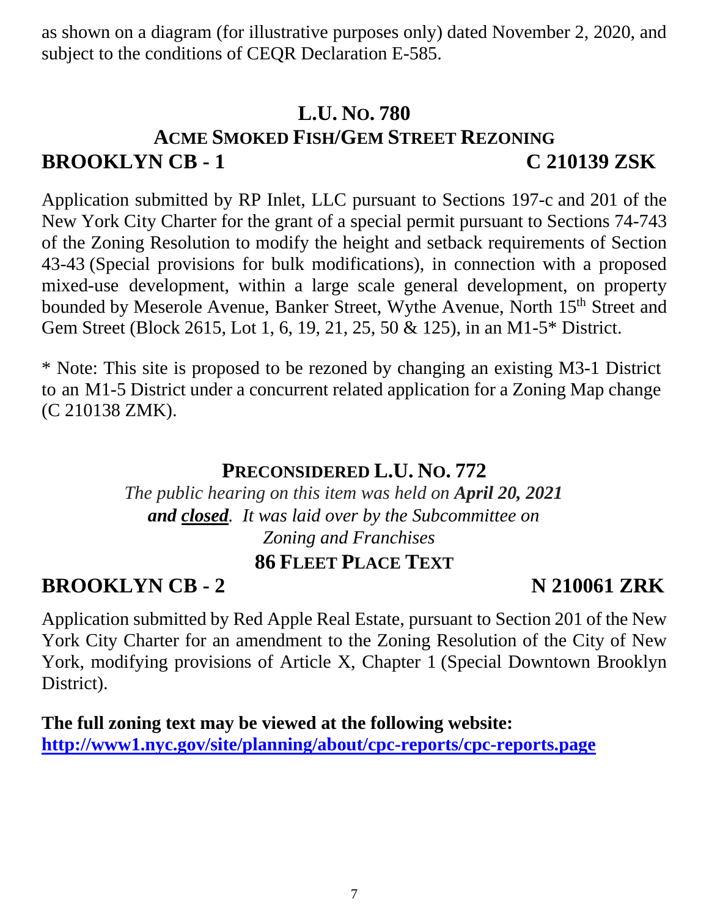as shown on a diagram (for illustrative purposes only) dated November 2, 2020, and subject to the conditions of CEQR Declaration E-585.

## L.U. NO. 780

## ACME SMOKED FISH/GEM STREET REZONING

**BROOKLYN CB - 1** **C 210139 ZSK**

Application submitted by RP Inlet, LLC pursuant to Sections 197-c and 201 of the New York City Charter for the grant of a special permit pursuant to Sections 74-743 of the Zoning Resolution to modify the height and setback requirements of Section 43-43 (Special provisions for bulk modifications), in connection with a proposed mixed-use development, within a large scale general development, on property bounded by Meserole Avenue, Banker Street, Wythe Avenue, North 15th Street and Gem Street (Block 2615, Lot 1, 6, 19, 21, 25, 50 & 125), in an M1-5* District.

* Note: This site is proposed to be rezoned by changing an existing M3-1 District to an M1-5 District under a concurrent related application for a Zoning Map change (C 210138 ZMK).

## PRECONSIDERED L.U. NO. 772

*The public hearing on this item was held on **April 20, 2021** **and closed**. It was laid over by the Subcommittee on Zoning and Franchises*

## 86 FLEET PLACE TEXT

**BROOKLYN CB - 2** **N 210061 ZRK**

Application submitted by Red Apple Real Estate, pursuant to Section 201 of the New York City Charter for an amendment to the Zoning Resolution of the City of New York, modifying provisions of Article X, Chapter 1 (Special Downtown Brooklyn District).

**The full zoning text may be viewed at the following website:**
**http://www1.nyc.gov/site/planning/about/cpc-reports/cpc-reports.page**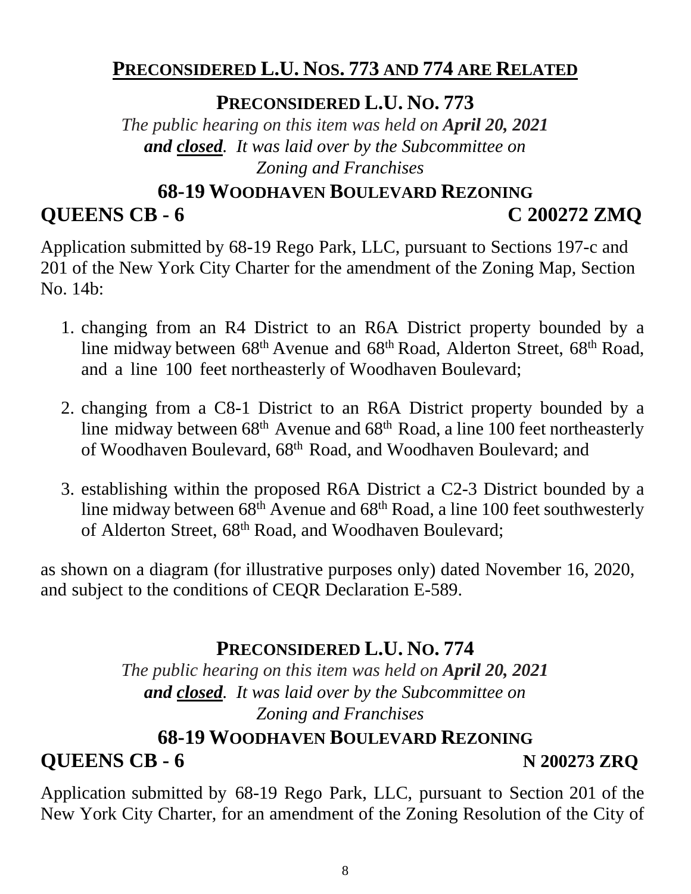## PRECONSIDERED L.U. NOS. 773 AND 774 ARE RELATED

### PRECONSIDERED L.U. NO. 773

*The public hearing on this item was held on **April 20, 2021** **and closed**. It was laid over by the Subcommittee on Zoning and Franchises*

### 68-19 WOODHAVEN BOULEVARD REZONING

**QUEENS CB - 6** **C 200272 ZMQ**

Application submitted by 68-19 Rego Park, LLC, pursuant to Sections 197-c and 201 of the New York City Charter for the amendment of the Zoning Map, Section No. 14b:

1. changing from an R4 District to an R6A District property bounded by a line midway between 68th Avenue and 68th Road, Alderton Street, 68th Road, and a line 100 feet northeasterly of Woodhaven Boulevard;
2. changing from a C8-1 District to an R6A District property bounded by a line midway between 68th Avenue and 68th Road, a line 100 feet northeasterly of Woodhaven Boulevard, 68th Road, and Woodhaven Boulevard; and
3. establishing within the proposed R6A District a C2-3 District bounded by a line midway between 68th Avenue and 68th Road, a line 100 feet southwesterly of Alderton Street, 68th Road, and Woodhaven Boulevard;

as shown on a diagram (for illustrative purposes only) dated November 16, 2020, and subject to the conditions of CEQR Declaration E-589.

### PRECONSIDERED L.U. NO. 774

*The public hearing on this item was held on **April 20, 2021** **and closed**. It was laid over by the Subcommittee on Zoning and Franchises*

### 68-19 WOODHAVEN BOULEVARD REZONING

**QUEENS CB - 6** **N 200273 ZRQ**

Application submitted by 68-19 Rego Park, LLC, pursuant to Section 201 of the New York City Charter, for an amendment of the Zoning Resolution of the City of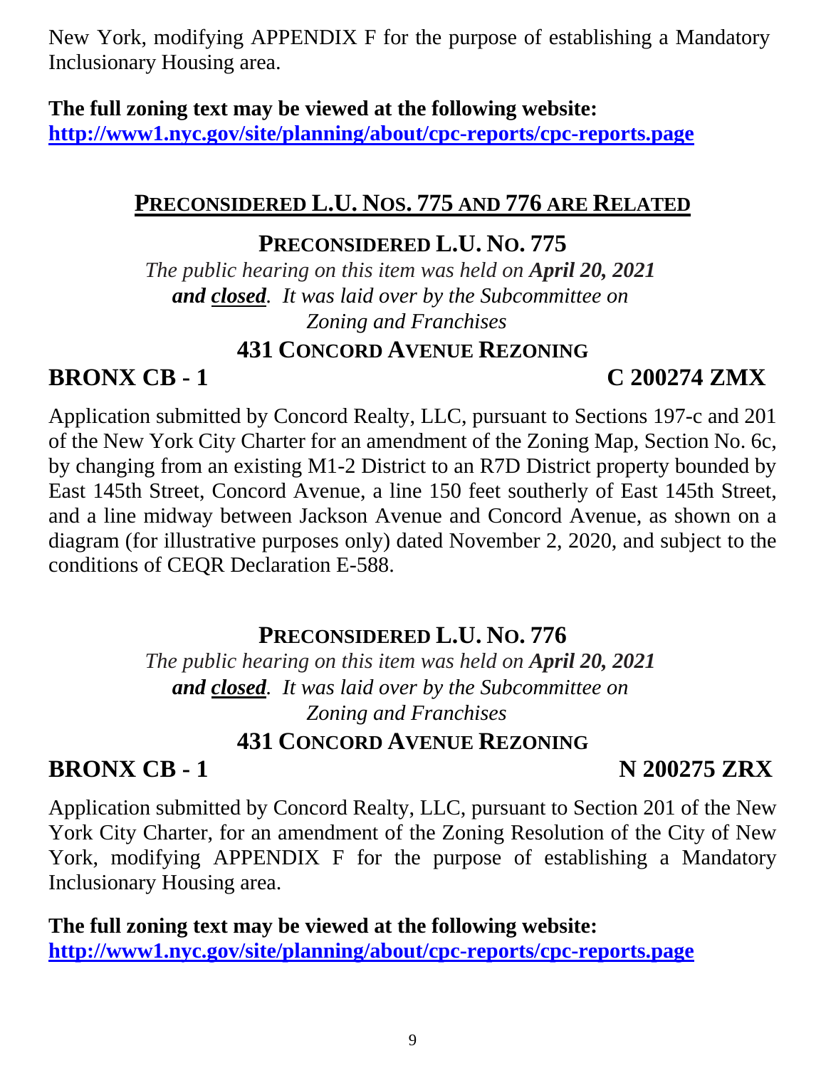New York, modifying APPENDIX F for the purpose of establishing a Mandatory Inclusionary Housing area.

**The full zoning text may be viewed at the following website:**
**http://www1.nyc.gov/site/planning/about/cpc-reports/cpc-reports.page**

## PRECONSIDERED L.U. NOS. 775 AND 776 ARE RELATED

### PRECONSIDERED L.U. NO. 775

*The public hearing on this item was held on **April 20, 2021** **and closed**. It was laid over by the Subcommittee on Zoning and Franchises*

**431 CONCORD AVENUE REZONING**

**BRONX CB - 1** **C 200274 ZMX**

Application submitted by Concord Realty, LLC, pursuant to Sections 197-c and 201 of the New York City Charter for an amendment of the Zoning Map, Section No. 6c, by changing from an existing M1-2 District to an R7D District property bounded by East 145th Street, Concord Avenue, a line 150 feet southerly of East 145th Street, and a line midway between Jackson Avenue and Concord Avenue, as shown on a diagram (for illustrative purposes only) dated November 2, 2020, and subject to the conditions of CEQR Declaration E-588.

### PRECONSIDERED L.U. NO. 776

*The public hearing on this item was held on **April 20, 2021** **and closed**. It was laid over by the Subcommittee on Zoning and Franchises*

**431 CONCORD AVENUE REZONING**

**BRONX CB - 1** **N 200275 ZRX**

Application submitted by Concord Realty, LLC, pursuant to Section 201 of the New York City Charter, for an amendment of the Zoning Resolution of the City of New York, modifying APPENDIX F for the purpose of establishing a Mandatory Inclusionary Housing area.

**The full zoning text may be viewed at the following website:**
**http://www1.nyc.gov/site/planning/about/cpc-reports/cpc-reports.page**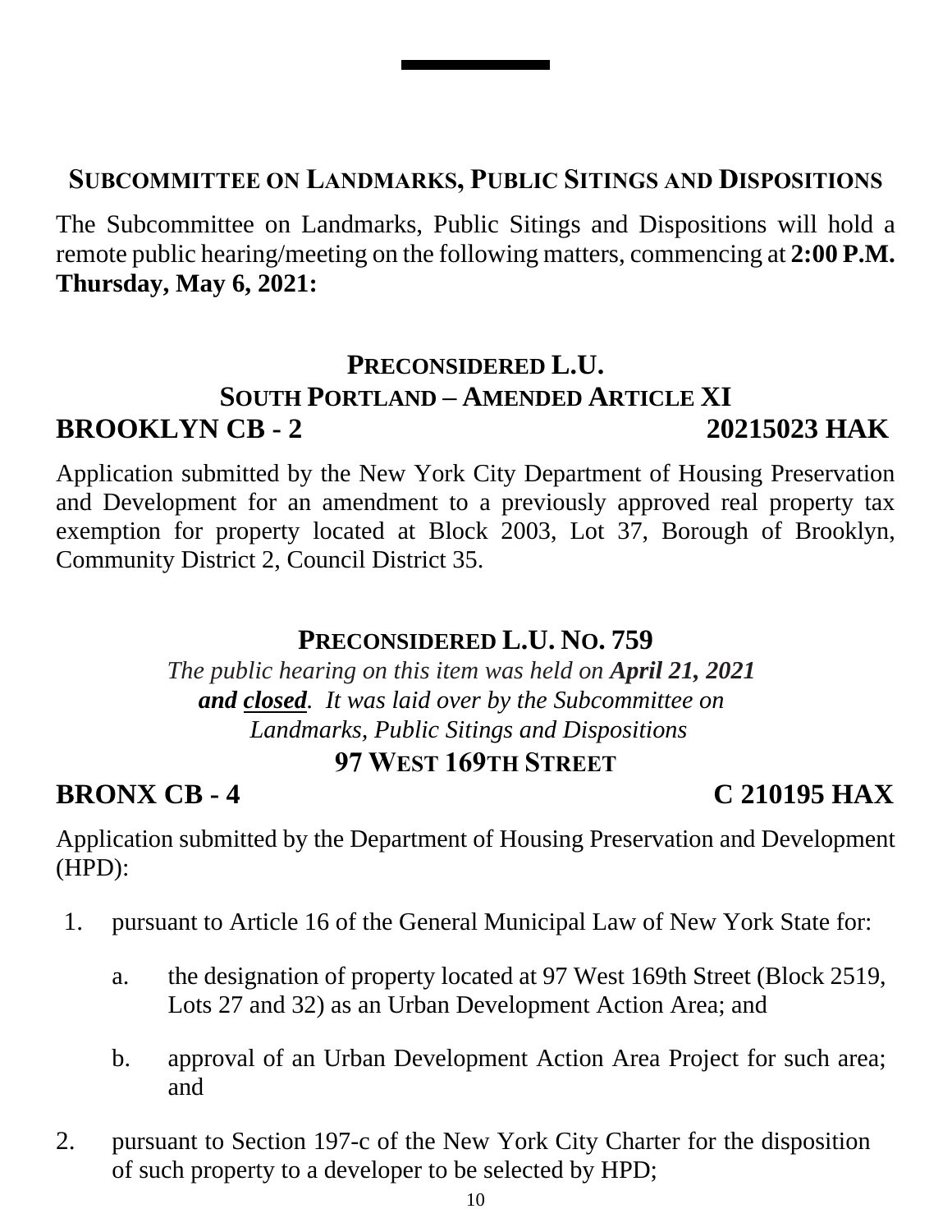## Subcommittee on Landmarks, Public Sitings and Dispositions

The Subcommittee on Landmarks, Public Sitings and Dispositions will hold a remote public hearing/meeting on the following matters, commencing at **2:00 P.M. Thursday, May 6, 2021:**

### Preconsidered L.U.
### South Portland – Amended Article XI

**BROOKLYN CB - 2** **20215023 HAK**

Application submitted by the New York City Department of Housing Preservation and Development for an amendment to a previously approved real property tax exemption for property located at Block 2003, Lot 37, Borough of Brooklyn, Community District 2, Council District 35.

### Preconsidered L.U. No. 759

*The public hearing on this item was held on **April 21, 2021 and closed**. It was laid over by the Subcommittee on Landmarks, Public Sitings and Dispositions*

### 97 West 169th Street

**BRONX CB - 4** **C 210195 HAX**

Application submitted by the Department of Housing Preservation and Development (HPD):

1. pursuant to Article 16 of the General Municipal Law of New York State for:

   a. the designation of property located at 97 West 169th Street (Block 2519, Lots 27 and 32) as an Urban Development Action Area; and

   b. approval of an Urban Development Action Area Project for such area; and

2. pursuant to Section 197-c of the New York City Charter for the disposition of such property to a developer to be selected by HPD;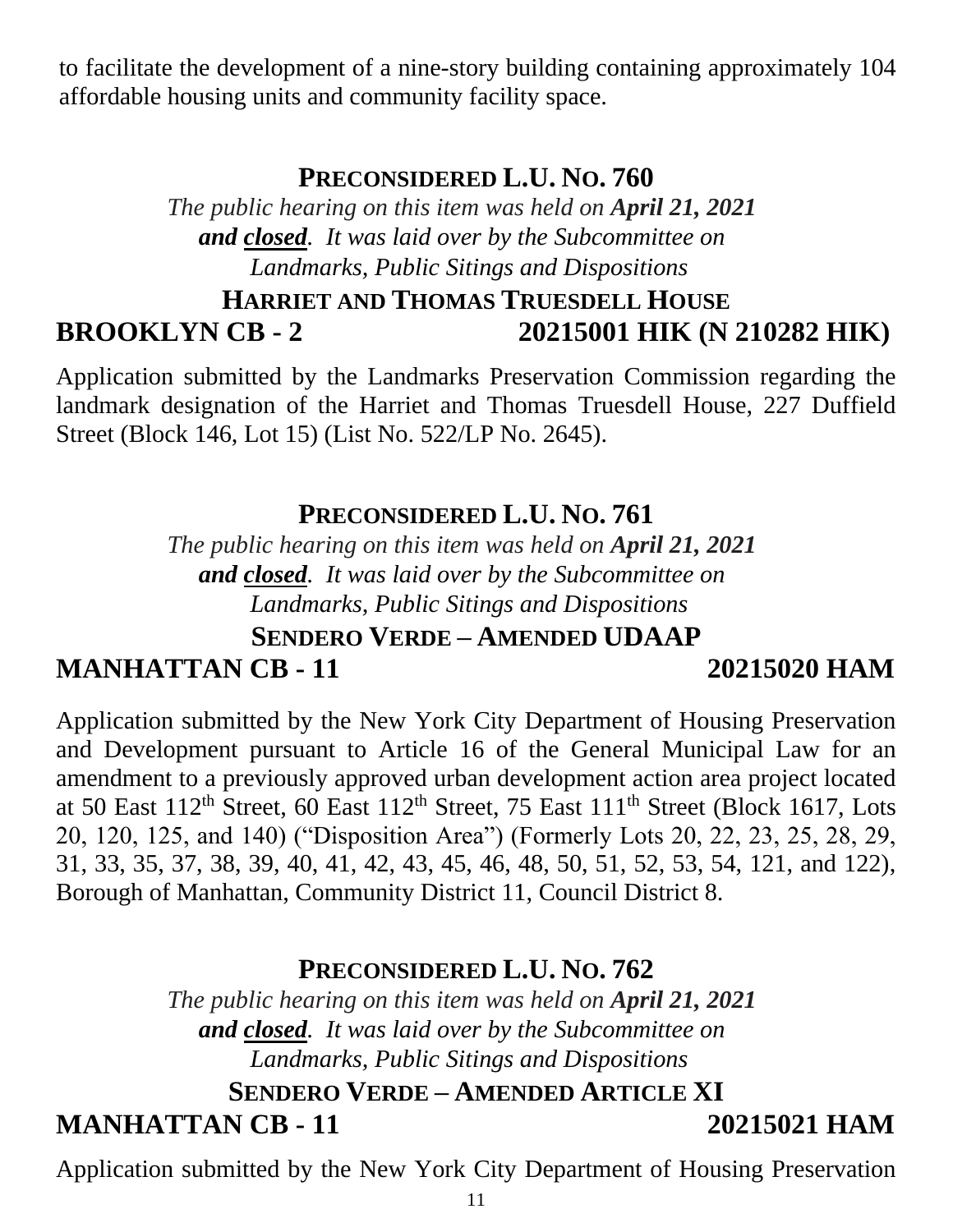to facilitate the development of a nine-story building containing approximately 104 affordable housing units and community facility space.

### PRECONSIDERED L.U. NO. 760

*The public hearing on this item was held on* ***April 21, 2021*** ***and closed****. It was laid over by the Subcommittee on Landmarks, Public Sitings and Dispositions*

### HARRIET AND THOMAS TRUESDELL HOUSE

**BROOKLYN CB - 2** **20215001 HIK (N 210282 HIK)**

Application submitted by the Landmarks Preservation Commission regarding the landmark designation of the Harriet and Thomas Truesdell House, 227 Duffield Street (Block 146, Lot 15) (List No. 522/LP No. 2645).

### PRECONSIDERED L.U. NO. 761

*The public hearing on this item was held on* ***April 21, 2021*** ***and closed****. It was laid over by the Subcommittee on Landmarks, Public Sitings and Dispositions*

### SENDERO VERDE – AMENDED UDAAP

**MANHATTAN CB - 11** **20215020 HAM**

Application submitted by the New York City Department of Housing Preservation and Development pursuant to Article 16 of the General Municipal Law for an amendment to a previously approved urban development action area project located at 50 East 112th Street, 60 East 112th Street, 75 East 111th Street (Block 1617, Lots 20, 120, 125, and 140) ("Disposition Area") (Formerly Lots 20, 22, 23, 25, 28, 29, 31, 33, 35, 37, 38, 39, 40, 41, 42, 43, 45, 46, 48, 50, 51, 52, 53, 54, 121, and 122), Borough of Manhattan, Community District 11, Council District 8.

### PRECONSIDERED L.U. NO. 762

*The public hearing on this item was held on* ***April 21, 2021*** ***and closed****. It was laid over by the Subcommittee on Landmarks, Public Sitings and Dispositions*

### SENDERO VERDE – AMENDED ARTICLE XI

**MANHATTAN CB - 11** **20215021 HAM**

Application submitted by the New York City Department of Housing Preservation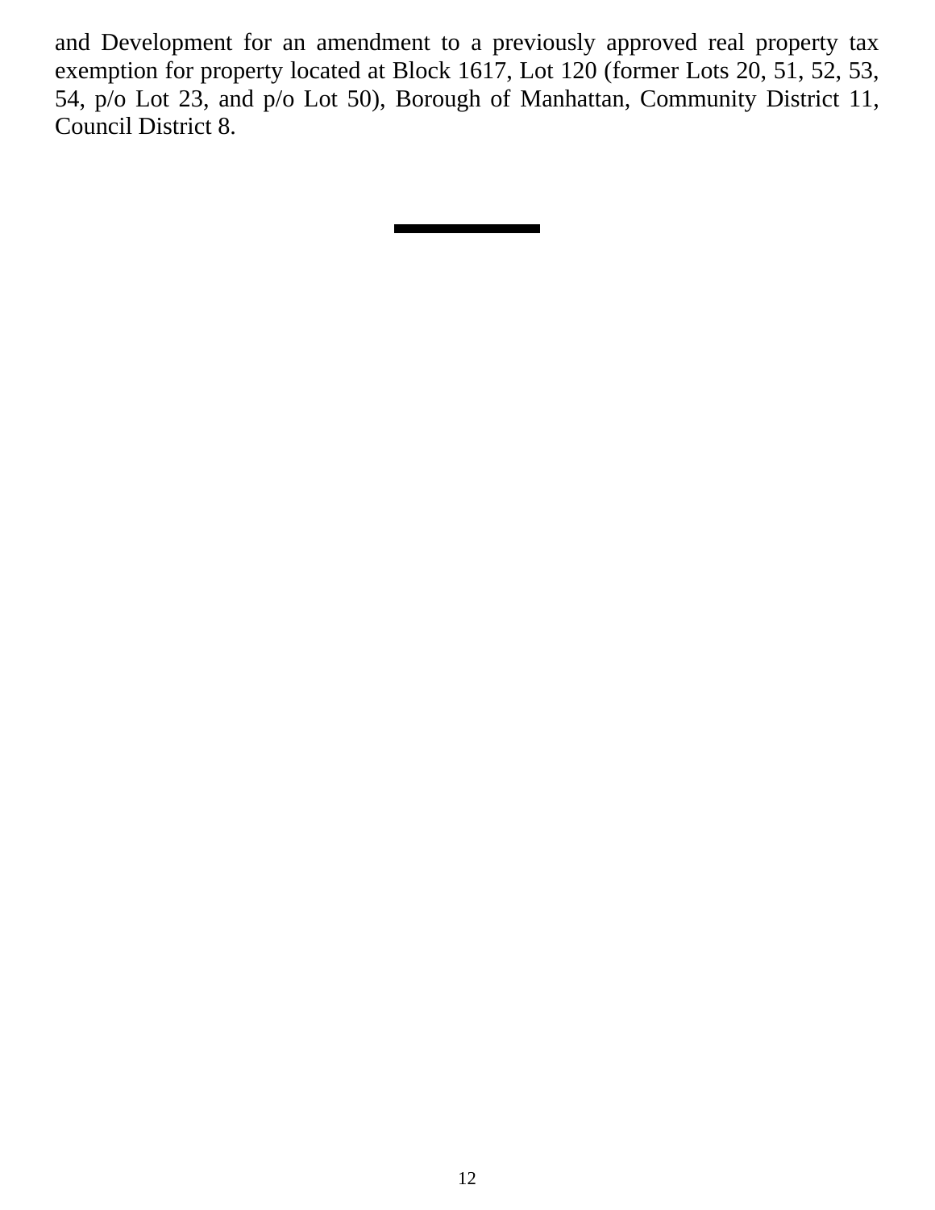and Development for an amendment to a previously approved real property tax exemption for property located at Block 1617, Lot 120 (former Lots 20, 51, 52, 53, 54, p/o Lot 23, and p/o Lot 50), Borough of Manhattan, Community District 11, Council District 8.